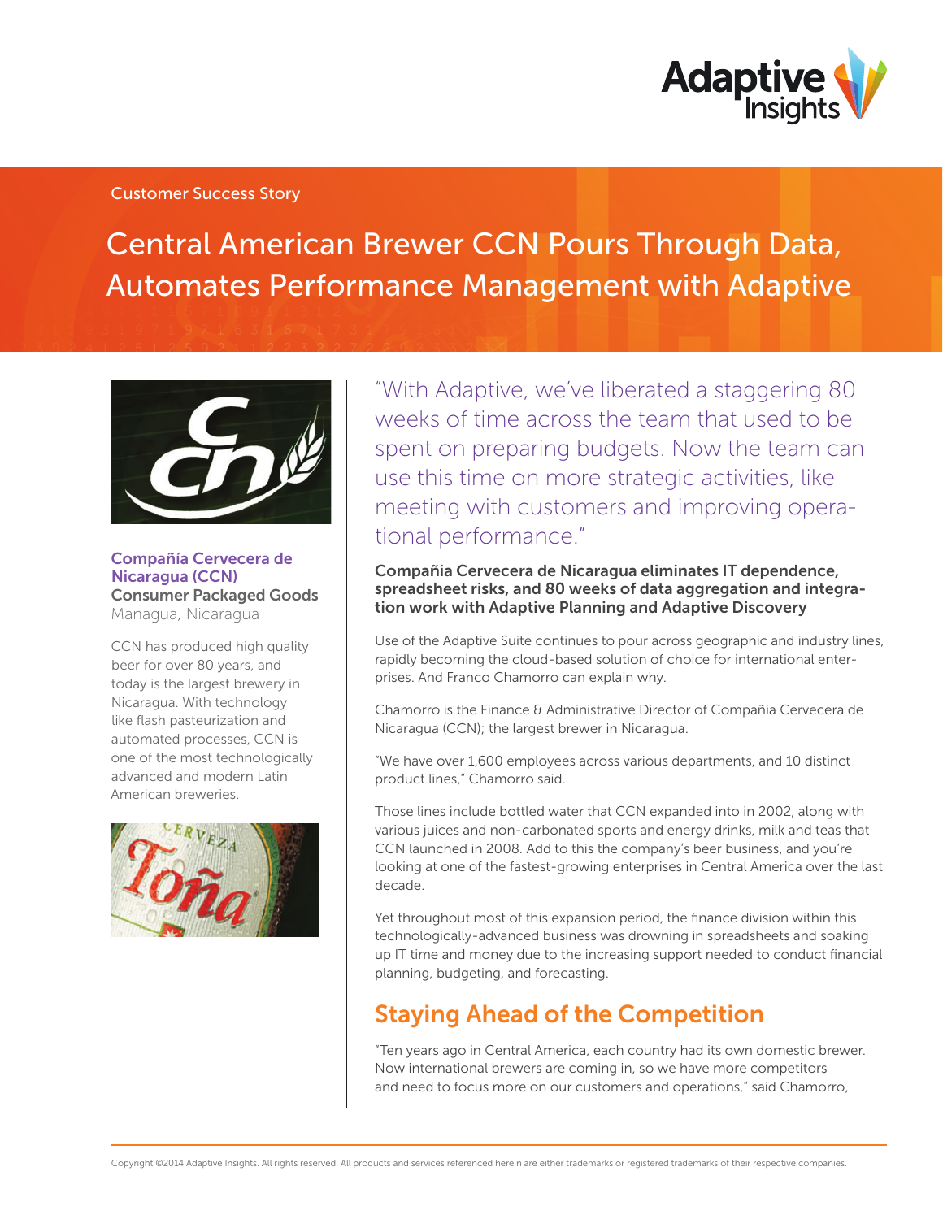Customer Success Story

# Central American Brewer CCN Pours Through Data, Automates Performance Management with Adaptive

**Compañía Cervecera de Nicaragua (CCN)**
**Consumer Packaged Goods**
Managua, Nicaragua

CCN has produced high quality beer for over 80 years, and today is the largest brewery in Nicaragua. With technology like flash pasteurization and automated processes, CCN is one of the most technologically advanced and modern Latin American breweries.

"With Adaptive, we've liberated a staggering 80 weeks of time across the team that used to be spent on preparing budgets. Now the team can use this time on more strategic activities, like meeting with customers and improving operational performance."

**Compañia Cervecera de Nicaragua eliminates IT dependence, spreadsheet risks, and 80 weeks of data aggregation and integration work with Adaptive Planning and Adaptive Discovery**

Use of the Adaptive Suite continues to pour across geographic and industry lines, rapidly becoming the cloud-based solution of choice for international enterprises. And Franco Chamorro can explain why.

Chamorro is the Finance & Administrative Director of Compañia Cervecera de Nicaragua (CCN); the largest brewer in Nicaragua.

"We have over 1,600 employees across various departments, and 10 distinct product lines," Chamorro said.

Those lines include bottled water that CCN expanded into in 2002, along with various juices and non-carbonated sports and energy drinks, milk and teas that CCN launched in 2008. Add to this the company's beer business, and you're looking at one of the fastest-growing enterprises in Central America over the last decade.

Yet throughout most of this expansion period, the finance division within this technologically-advanced business was drowning in spreadsheets and soaking up IT time and money due to the increasing support needed to conduct financial planning, budgeting, and forecasting.

## Staying Ahead of the Competition

"Ten years ago in Central America, each country had its own domestic brewer. Now international brewers are coming in, so we have more competitors and need to focus more on our customers and operations," said Chamorro,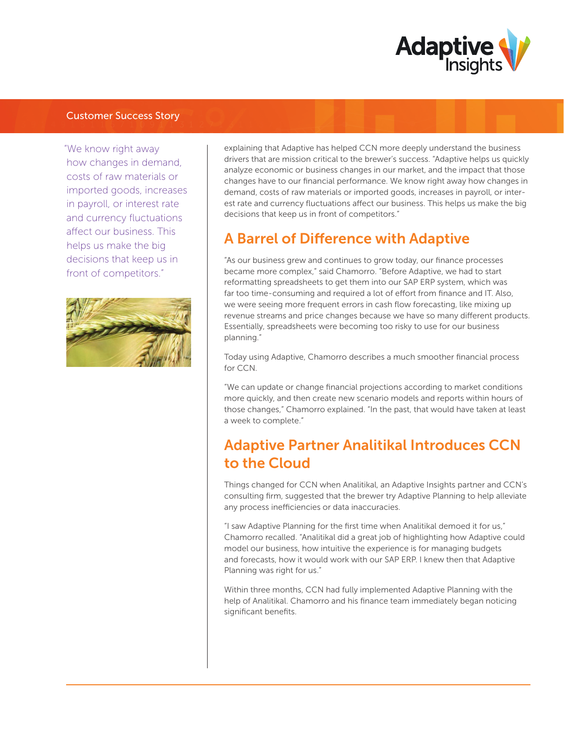"We know right away how changes in demand, costs of raw materials or imported goods, increases in payroll, or interest rate and currency fluctuations affect our business. This helps us make the big decisions that keep us in front of competitors."

explaining that Adaptive has helped CCN more deeply understand the business drivers that are mission critical to the brewer's success. "Adaptive helps us quickly analyze economic or business changes in our market, and the impact that those changes have to our financial performance. We know right away how changes in demand, costs of raw materials or imported goods, increases in payroll, or interest rate and currency fluctuations affect our business. This helps us make the big decisions that keep us in front of competitors."

## A Barrel of Difference with Adaptive

"As our business grew and continues to grow today, our finance processes became more complex," said Chamorro. "Before Adaptive, we had to start reformatting spreadsheets to get them into our SAP ERP system, which was far too time-consuming and required a lot of effort from finance and IT. Also, we were seeing more frequent errors in cash flow forecasting, like mixing up revenue streams and price changes because we have so many different products. Essentially, spreadsheets were becoming too risky to use for our business planning."

Today using Adaptive, Chamorro describes a much smoother financial process for CCN.

"We can update or change financial projections according to market conditions more quickly, and then create new scenario models and reports within hours of those changes," Chamorro explained. "In the past, that would have taken at least a week to complete."

## Adaptive Partner Analitikal Introduces CCN to the Cloud

Things changed for CCN when Analitikal, an Adaptive Insights partner and CCN's consulting firm, suggested that the brewer try Adaptive Planning to help alleviate any process inefficiencies or data inaccuracies.

"I saw Adaptive Planning for the first time when Analitikal demoed it for us," Chamorro recalled. "Analitikal did a great job of highlighting how Adaptive could model our business, how intuitive the experience is for managing budgets and forecasts, how it would work with our SAP ERP. I knew then that Adaptive Planning was right for us."

Within three months, CCN had fully implemented Adaptive Planning with the help of Analitikal. Chamorro and his finance team immediately began noticing significant benefits.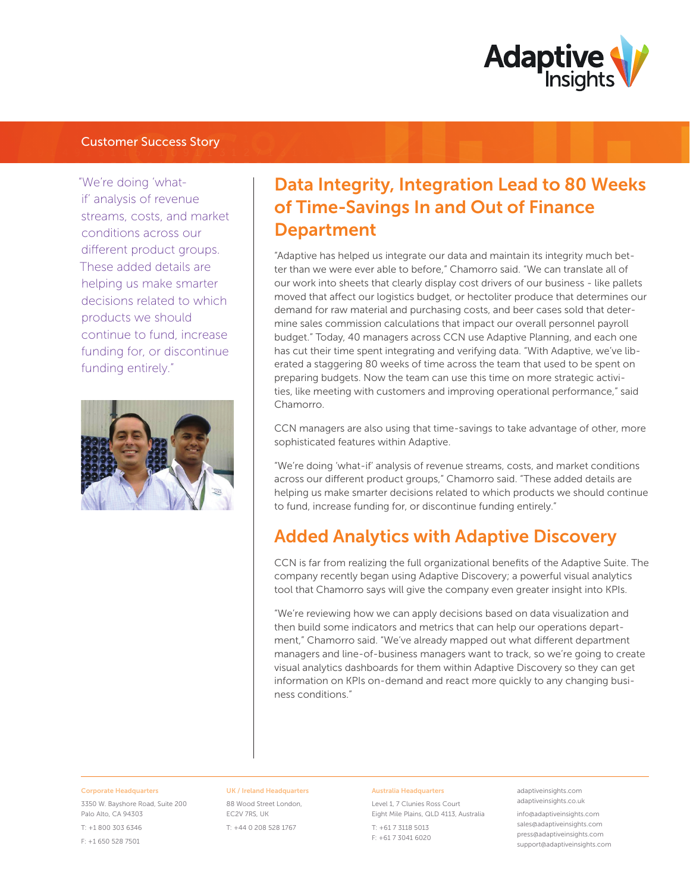Customer Success Story

"We're doing 'what-if' analysis of revenue streams, costs, and market conditions across our different product groups. These added details are helping us make smarter decisions related to which products we should continue to fund, increase funding for, or discontinue funding entirely."

## Data Integrity, Integration Lead to 80 Weeks of Time-Savings In and Out of Finance Department

"Adaptive has helped us integrate our data and maintain its integrity much better than we were ever able to before," Chamorro said. "We can translate all of our work into sheets that clearly display cost drivers of our business - like pallets moved that affect our logistics budget, or hectoliter produce that determines our demand for raw material and purchasing costs, and beer cases sold that determine sales commission calculations that impact our overall personnel payroll budget." Today, 40 managers across CCN use Adaptive Planning, and each one has cut their time spent integrating and verifying data. "With Adaptive, we've liberated a staggering 80 weeks of time across the team that used to be spent on preparing budgets. Now the team can use this time on more strategic activities, like meeting with customers and improving operational performance," said Chamorro.

CCN managers are also using that time-savings to take advantage of other, more sophisticated features within Adaptive.

"We're doing 'what-if' analysis of revenue streams, costs, and market conditions across our different product groups," Chamorro said. "These added details are helping us make smarter decisions related to which products we should continue to fund, increase funding for, or discontinue funding entirely."

## Added Analytics with Adaptive Discovery

CCN is far from realizing the full organizational benefits of the Adaptive Suite. The company recently began using Adaptive Discovery; a powerful visual analytics tool that Chamorro says will give the company even greater insight into KPIs.

"We're reviewing how we can apply decisions based on data visualization and then build some indicators and metrics that can help our operations department," Chamorro said. "We've already mapped out what different department managers and line-of-business managers want to track, so we're going to create visual analytics dashboards for them within Adaptive Discovery so they can get information on KPIs on-demand and react more quickly to any changing business conditions."

**Corporate Headquarters**
3350 W. Bayshore Road, Suite 200
Palo Alto, CA 94303
T: +1 800 303 6346
F: +1 650 528 7501

**UK / Ireland Headquarters**
88 Wood Street London,
EC2V 7RS, UK
T: +44 0 208 528 1767

**Australia Headquarters**
Level 1, 7 Clunies Ross Court
Eight Mile Plains, QLD 4113, Australia
T: +61 7 3118 5013
F: +61 7 3041 6020

adaptiveinsights.com
adaptiveinsights.co.uk
info@adaptiveinsights.com
sales@adaptiveinsights.com
press@adaptiveinsights.com
support@adaptiveinsights.com